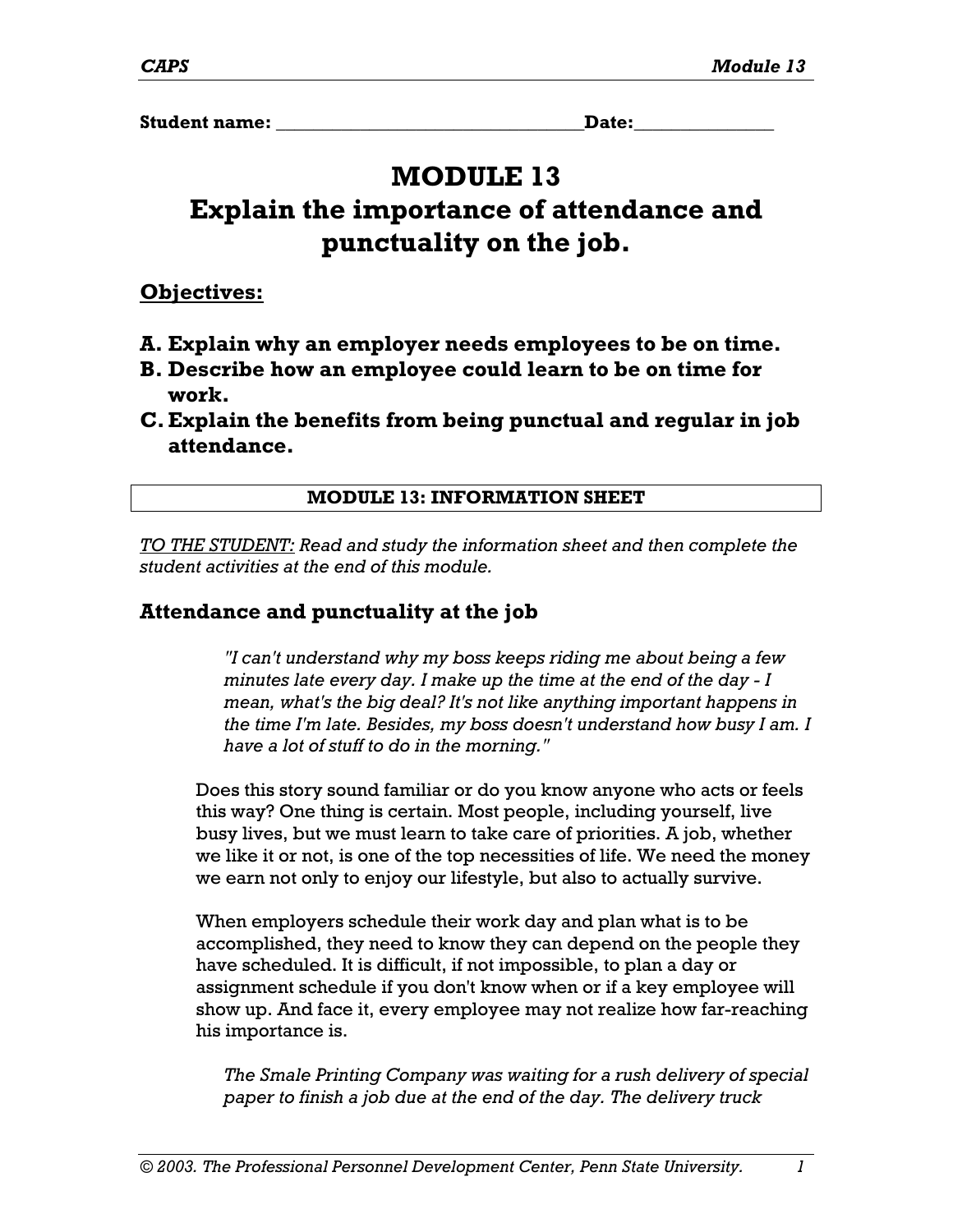**Student name:** ________________________________**Date:**______________

# MODULE 13
# Explain the importance of attendance and punctuality on the job.

**Objectives:**

**A. Explain why an employer needs employees to be on time.**
**B. Describe how an employee could learn to be on time for work.**
**C. Explain the benefits from being punctual and regular in job attendance.**

| **MODULE 13: INFORMATION SHEET** |
|---|

*TO THE STUDENT: Read and study the information sheet and then complete the student activities at the end of this module.*

## Attendance and punctuality at the job

> *"I can't understand why my boss keeps riding me about being a few minutes late every day. I make up the time at the end of the day - I mean, what's the big deal? It's not like anything important happens in the time I'm late. Besides, my boss doesn't understand how busy I am. I have a lot of stuff to do in the morning."*

Does this story sound familiar or do you know anyone who acts or feels this way? One thing is certain. Most people, including yourself, live busy lives, but we must learn to take care of priorities. A job, whether we like it or not, is one of the top necessities of life. We need the money we earn not only to enjoy our lifestyle, but also to actually survive.

When employers schedule their work day and plan what is to be accomplished, they need to know they can depend on the people they have scheduled. It is difficult, if not impossible, to plan a day or assignment schedule if you don't know when or if a key employee will show up. And face it, every employee may not realize how far-reaching his importance is.

> *The Smale Printing Company was waiting for a rush delivery of special paper to finish a job due at the end of the day. The delivery truck*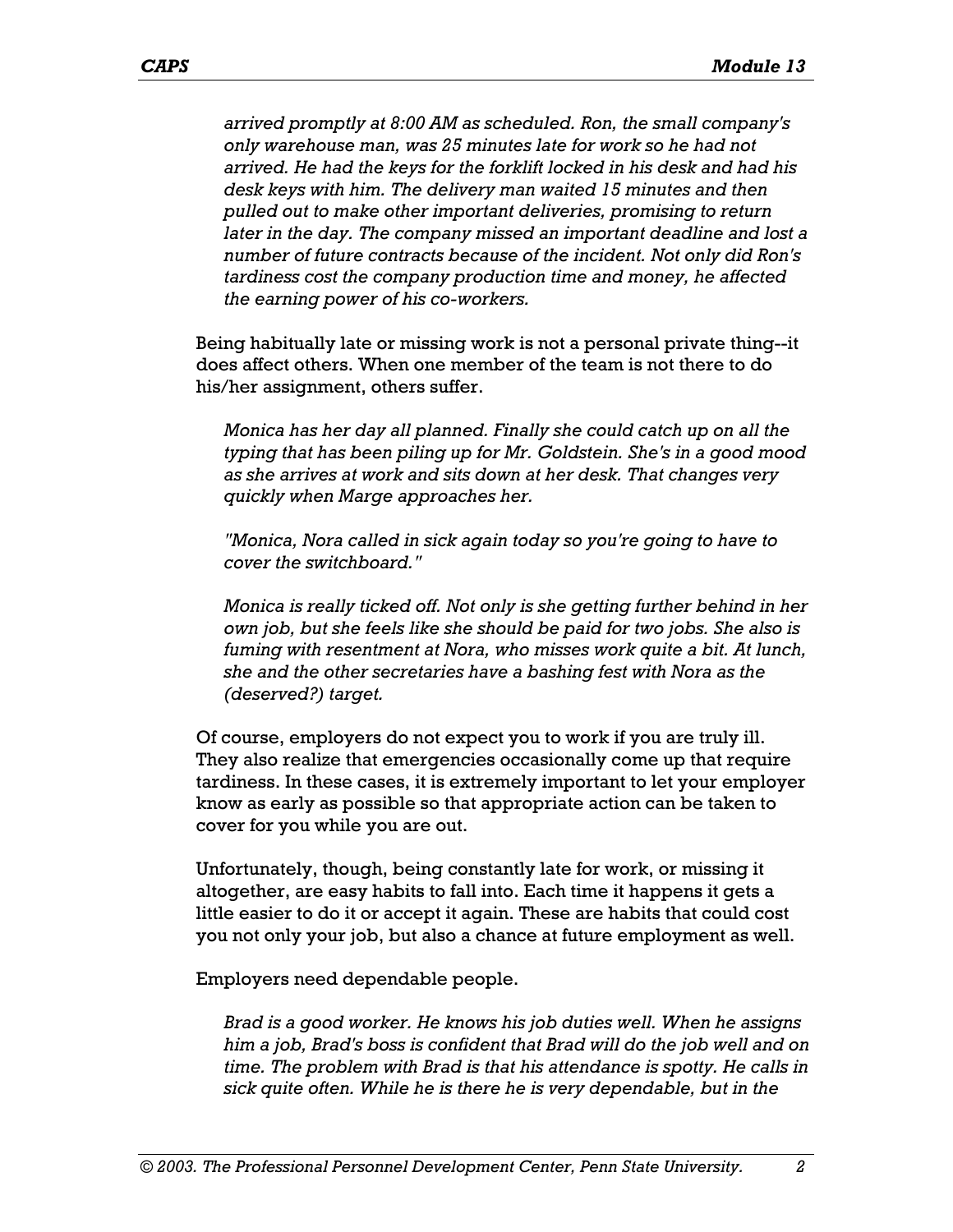*arrived promptly at 8:00 AM as scheduled. Ron, the small company's only warehouse man, was 25 minutes late for work so he had not arrived. He had the keys for the forklift locked in his desk and had his desk keys with him. The delivery man waited 15 minutes and then pulled out to make other important deliveries, promising to return later in the day. The company missed an important deadline and lost a number of future contracts because of the incident. Not only did Ron's tardiness cost the company production time and money, he affected the earning power of his co-workers.*

Being habitually late or missing work is not a personal private thing--it does affect others. When one member of the team is not there to do his/her assignment, others suffer.

*Monica has her day all planned. Finally she could catch up on all the typing that has been piling up for Mr. Goldstein. She's in a good mood as she arrives at work and sits down at her desk. That changes very quickly when Marge approaches her.*

*"Monica, Nora called in sick again today so you're going to have to cover the switchboard."*

*Monica is really ticked off. Not only is she getting further behind in her own job, but she feels like she should be paid for two jobs. She also is fuming with resentment at Nora, who misses work quite a bit. At lunch, she and the other secretaries have a bashing fest with Nora as the (deserved?) target.*

Of course, employers do not expect you to work if you are truly ill. They also realize that emergencies occasionally come up that require tardiness. In these cases, it is extremely important to let your employer know as early as possible so that appropriate action can be taken to cover for you while you are out.

Unfortunately, though, being constantly late for work, or missing it altogether, are easy habits to fall into. Each time it happens it gets a little easier to do it or accept it again. These are habits that could cost you not only your job, but also a chance at future employment as well.

Employers need dependable people.

*Brad is a good worker. He knows his job duties well. When he assigns him a job, Brad's boss is confident that Brad will do the job well and on time. The problem with Brad is that his attendance is spotty. He calls in sick quite often. While he is there he is very dependable, but in the*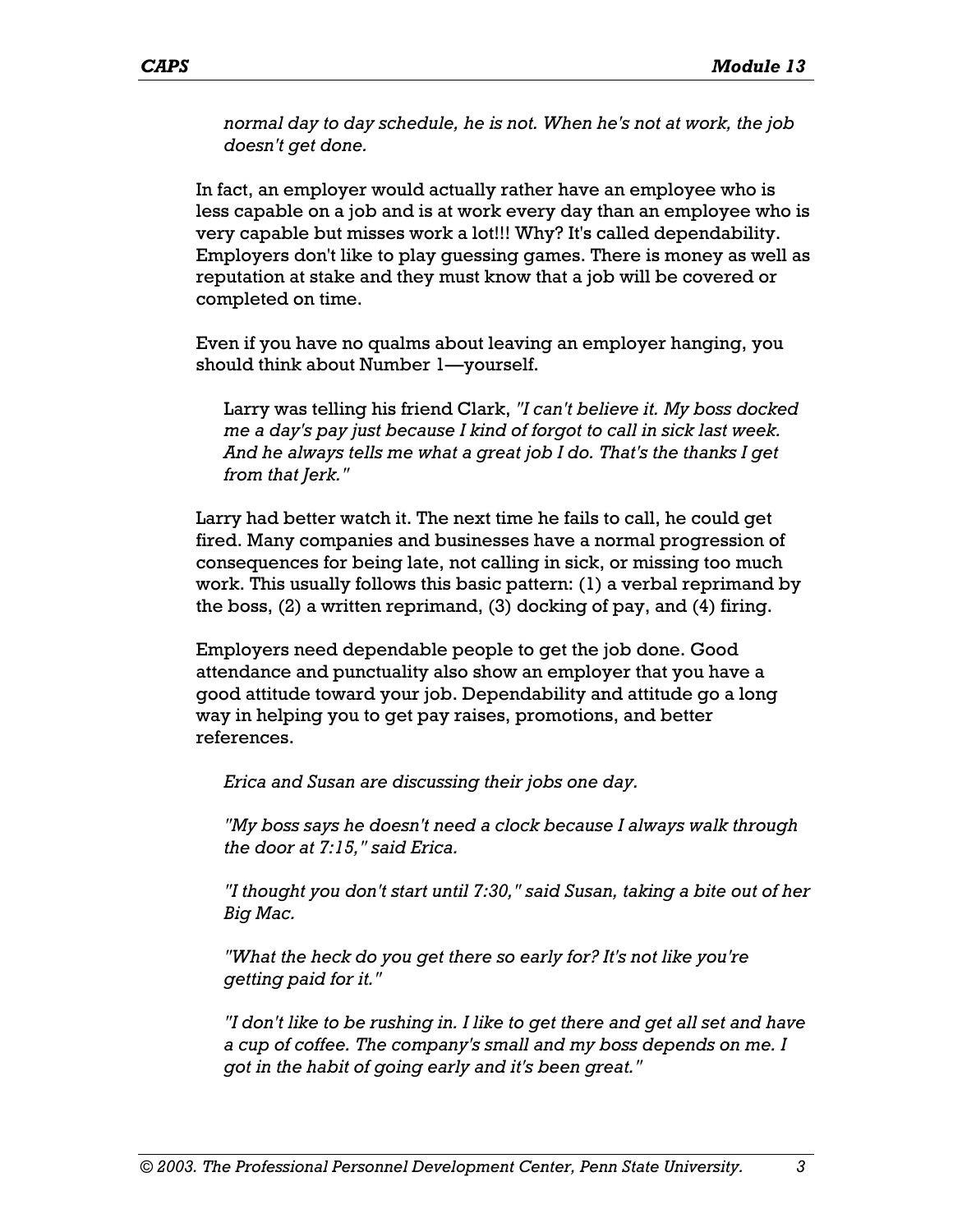*normal day to day schedule, he is not. When he's not at work, the job doesn't get done.*

In fact, an employer would actually rather have an employee who is less capable on a job and is at work every day than an employee who is very capable but misses work a lot!!! Why? It's called dependability. Employers don't like to play guessing games. There is money as well as reputation at stake and they must know that a job will be covered or completed on time.

Even if you have no qualms about leaving an employer hanging, you should think about Number 1—yourself.

> Larry was telling his friend Clark, *"I can't believe it. My boss docked me a day's pay just because I kind of forgot to call in sick last week. And he always tells me what a great job I do. That's the thanks I get from that Jerk."*

Larry had better watch it. The next time he fails to call, he could get fired. Many companies and businesses have a normal progression of consequences for being late, not calling in sick, or missing too much work. This usually follows this basic pattern: (1) a verbal reprimand by the boss, (2) a written reprimand, (3) docking of pay, and (4) firing.

Employers need dependable people to get the job done. Good attendance and punctuality also show an employer that you have a good attitude toward your job. Dependability and attitude go a long way in helping you to get pay raises, promotions, and better references.

> *Erica and Susan are discussing their jobs one day.*
>
> *"My boss says he doesn't need a clock because I always walk through the door at 7:15," said Erica.*
>
> *"I thought you don't start until 7:30," said Susan, taking a bite out of her Big Mac.*
>
> *"What the heck do you get there so early for? It's not like you're getting paid for it."*
>
> *"I don't like to be rushing in. I like to get there and get all set and have a cup of coffee. The company's small and my boss depends on me. I got in the habit of going early and it's been great."*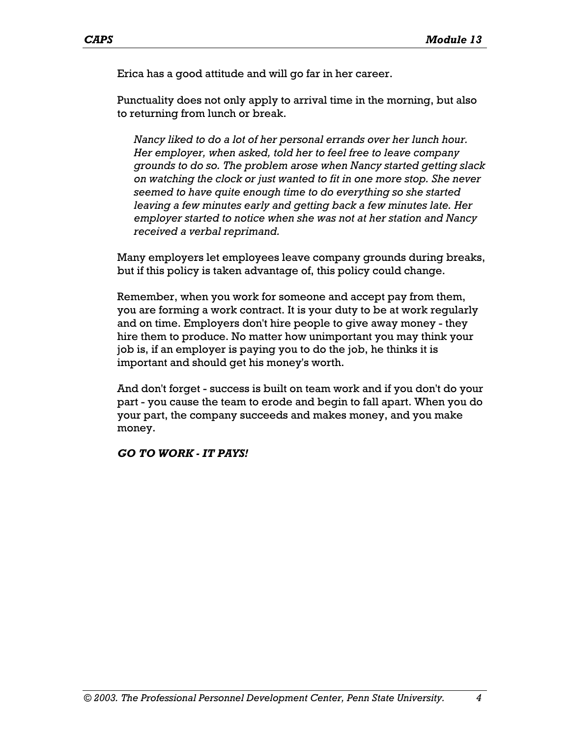Erica has a good attitude and will go far in her career.

Punctuality does not only apply to arrival time in the morning, but also to returning from lunch or break.

> *Nancy liked to do a lot of her personal errands over her lunch hour. Her employer, when asked, told her to feel free to leave company grounds to do so. The problem arose when Nancy started getting slack on watching the clock or just wanted to fit in one more stop. She never seemed to have quite enough time to do everything so she started leaving a few minutes early and getting back a few minutes late. Her employer started to notice when she was not at her station and Nancy received a verbal reprimand.*

Many employers let employees leave company grounds during breaks, but if this policy is taken advantage of, this policy could change.

Remember, when you work for someone and accept pay from them, you are forming a work contract. It is your duty to be at work regularly and on time. Employers don't hire people to give away money - they hire them to produce. No matter how unimportant you may think your job is, if an employer is paying you to do the job, he thinks it is important and should get his money's worth.

And don't forget - success is built on team work and if you don't do your part - you cause the team to erode and begin to fall apart. When you do your part, the company succeeds and makes money, and you make money.

***GO TO WORK - IT PAYS!***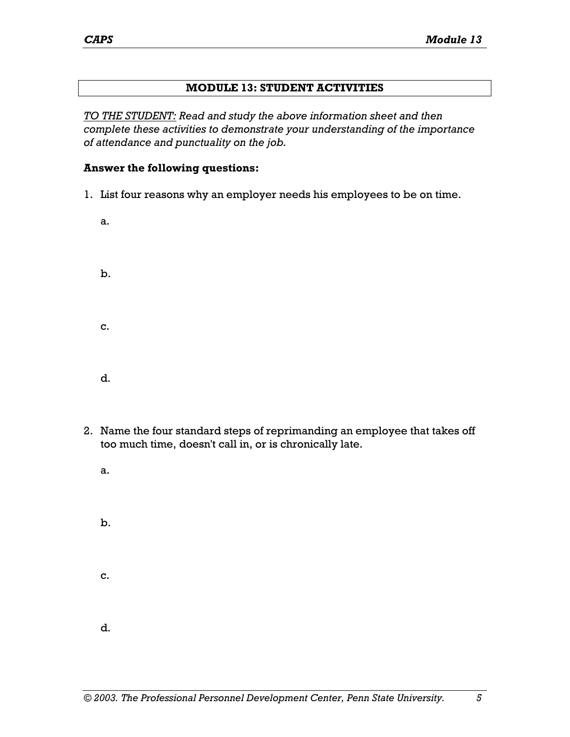## MODULE 13: STUDENT ACTIVITIES

*<u>TO THE STUDENT:</u> Read and study the above information sheet and then complete these activities to demonstrate your understanding of the importance of attendance and punctuality on the job.*

**Answer the following questions:**

1. List four reasons why an employer needs his employees to be on time.

   a.

   b.

   c.

   d.

2. Name the four standard steps of reprimanding an employee that takes off too much time, doesn't call in, or is chronically late.

   a.

   b.

   c.

   d.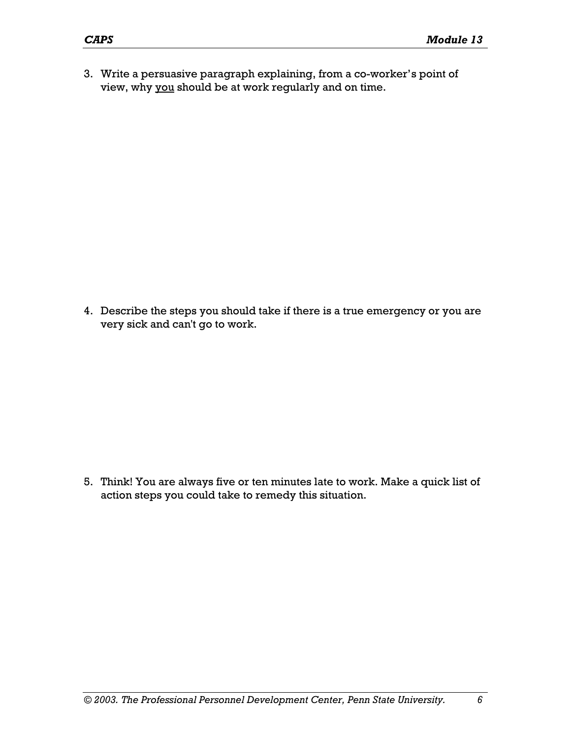3. Write a persuasive paragraph explaining, from a co-worker's point of view, why <u>you</u> should be at work regularly and on time.

4. Describe the steps you should take if there is a true emergency or you are very sick and can't go to work.

5. Think! You are always five or ten minutes late to work. Make a quick list of action steps you could take to remedy this situation.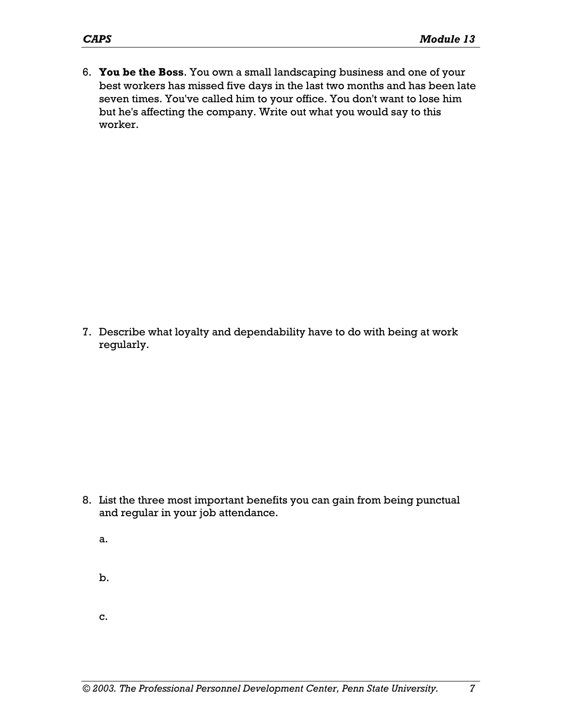6. **You be the Boss**. You own a small landscaping business and one of your best workers has missed five days in the last two months and has been late seven times. You've called him to your office. You don't want to lose him but he's affecting the company. Write out what you would say to this worker.

7. Describe what loyalty and dependability have to do with being at work regularly.

8. List the three most important benefits you can gain from being punctual and regular in your job attendance.

   a.

   b.

   c.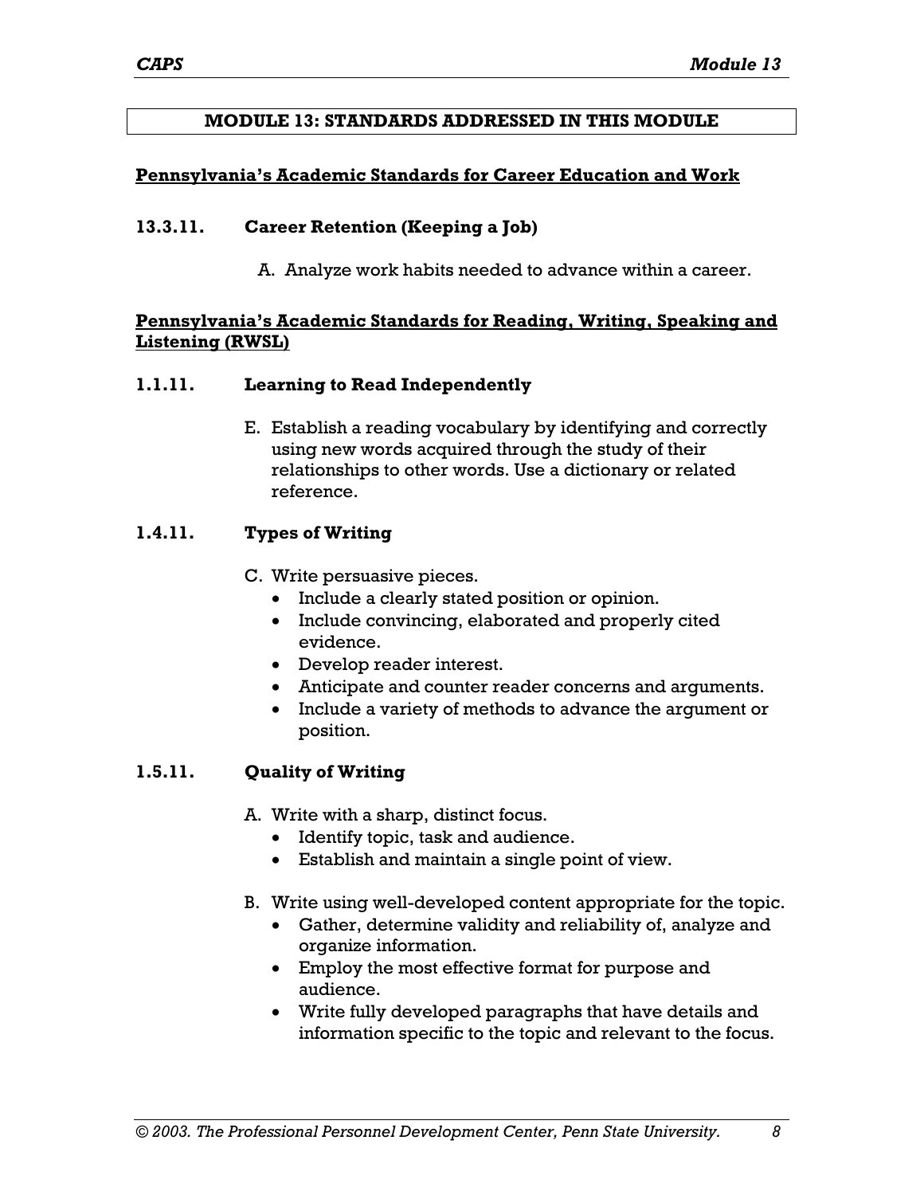## MODULE 13: STANDARDS ADDRESSED IN THIS MODULE

### Pennsylvania's Academic Standards for Career Education and Work

**13.3.11. Career Retention (Keeping a Job)**

A. Analyze work habits needed to advance within a career.

### Pennsylvania's Academic Standards for Reading, Writing, Speaking and Listening (RWSL)

**1.1.11. Learning to Read Independently**

E. Establish a reading vocabulary by identifying and correctly using new words acquired through the study of their relationships to other words. Use a dictionary or related reference.

**1.4.11. Types of Writing**

C. Write persuasive pieces.
- Include a clearly stated position or opinion.
- Include convincing, elaborated and properly cited evidence.
- Develop reader interest.
- Anticipate and counter reader concerns and arguments.
- Include a variety of methods to advance the argument or position.

**1.5.11. Quality of Writing**

A. Write with a sharp, distinct focus.
- Identify topic, task and audience.
- Establish and maintain a single point of view.

B. Write using well-developed content appropriate for the topic.
- Gather, determine validity and reliability of, analyze and organize information.
- Employ the most effective format for purpose and audience.
- Write fully developed paragraphs that have details and information specific to the topic and relevant to the focus.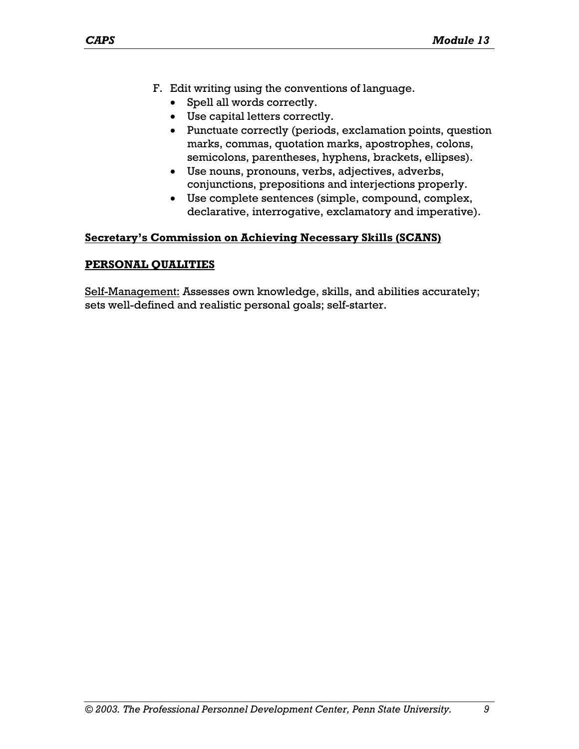F. Edit writing using the conventions of language.
   - Spell all words correctly.
   - Use capital letters correctly.
   - Punctuate correctly (periods, exclamation points, question marks, commas, quotation marks, apostrophes, colons, semicolons, parentheses, hyphens, brackets, ellipses).
   - Use nouns, pronouns, verbs, adjectives, adverbs, conjunctions, prepositions and interjections properly.
   - Use complete sentences (simple, compound, complex, declarative, interrogative, exclamatory and imperative).

**Secretary's Commission on Achieving Necessary Skills (SCANS)**

**PERSONAL QUALITIES**

Self-Management: Assesses own knowledge, skills, and abilities accurately; sets well-defined and realistic personal goals; self-starter.